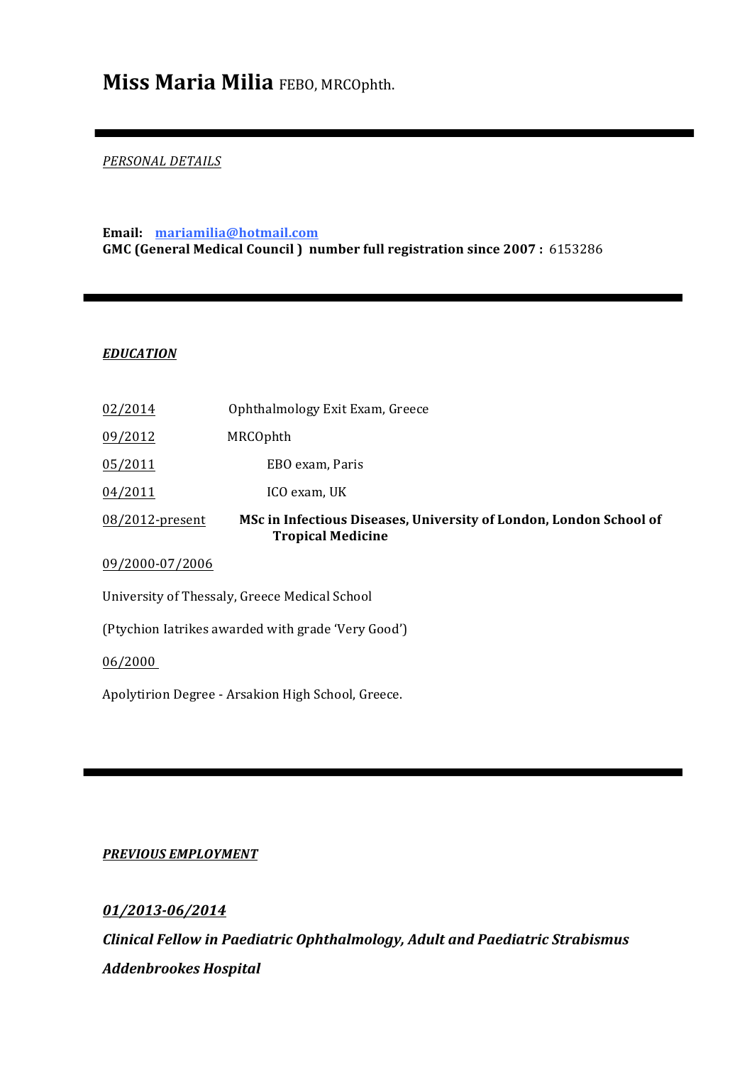# **Miss Maria Milia** FEBO, MRCOphth.

---

*PERSONAL DETAILS*

**Email:** **mariamilia@hotmail.com**
**GMC (General Medical Council ) number full registration since 2007 :** 6153286

---

***EDUCATION***

| | |
|---|---|
| 02/2014 | Ophthalmology Exit Exam, Greece |
| 09/2012 | MRCOphth |
| 05/2011 | EBO exam, Paris |
| 04/2011 | ICO exam, UK |
| 08/2012-present | **MSc in Infectious Diseases, University of London, London School of Tropical Medicine** |

09/2000-07/2006

University of Thessaly, Greece Medical School

(Ptychion Iatrikes awarded with grade 'Very Good')

06/2000

Apolytirion Degree - Arsakion High School, Greece.

---

***PREVIOUS EMPLOYMENT***

***01/2013-06/2014***

***Clinical Fellow in Paediatric Ophthalmology, Adult and Paediatric Strabismus***

***Addenbrookes Hospital***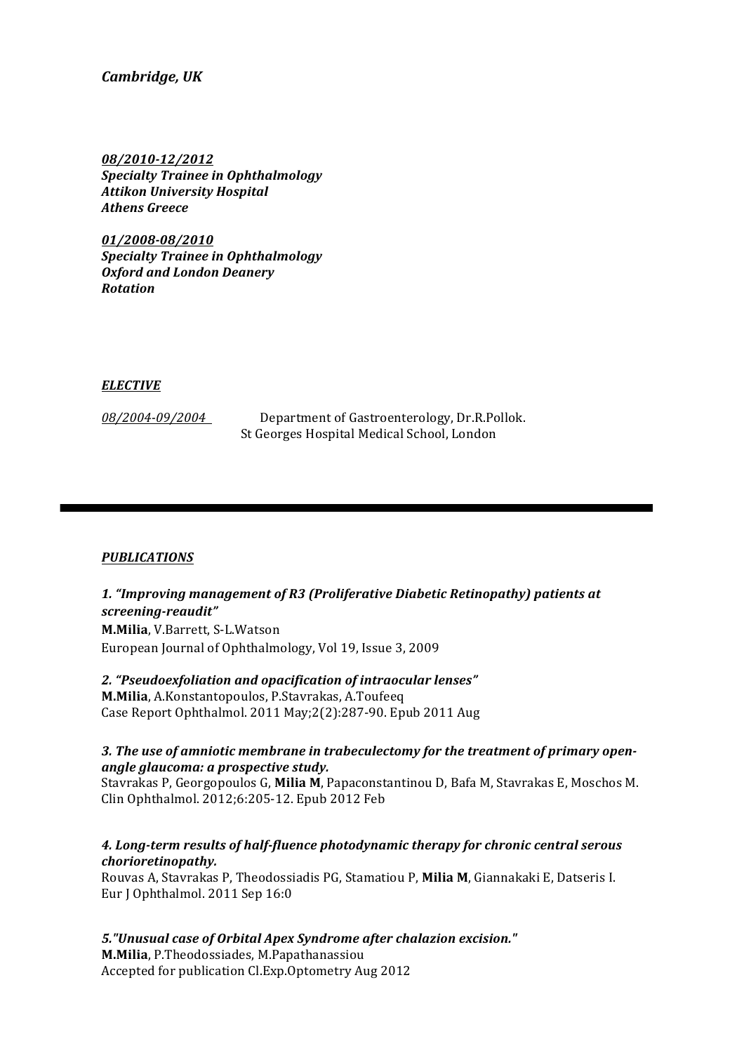***Cambridge, UK***

***<u>08/2010-12/2012</u>***
***Specialty Trainee in Ophthalmology***
***Attikon University Hospital***
***Athens Greece***

***<u>01/2008-08/2010</u>***
***Specialty Trainee in Ophthalmology***
***Oxford and London Deanery***
***Rotation***

## ***ELECTIVE***

*08/2004-09/2004* Department of Gastroenterology, Dr.R.Pollok.
St Georges Hospital Medical School, London

---

## ***PUBLICATIONS***

***1. "Improving management of R3 (Proliferative Diabetic Retinopathy) patients at screening-reaudit"***
**M.Milia**, V.Barrett, S-L.Watson
European Journal of Ophthalmology, Vol 19, Issue 3, 2009

***2. "Pseudoexfoliation and opacification of intraocular lenses"***
**M.Milia**, A.Konstantopoulos, P.Stavrakas, A.Toufeeq
Case Report Ophthalmol. 2011 May;2(2):287-90. Epub 2011 Aug

***3. The use of amniotic membrane in trabeculectomy for the treatment of primary open-angle glaucoma: a prospective study.***
Stavrakas P, Georgopoulos G, **Milia M**, Papaconstantinou D, Bafa M, Stavrakas E, Moschos M.
Clin Ophthalmol. 2012;6:205-12. Epub 2012 Feb

***4. Long-term results of half-fluence photodynamic therapy for chronic central serous chorioretinopathy.***
Rouvas A, Stavrakas P, Theodossiadis PG, Stamatiou P, **Milia M**, Giannakaki E, Datseris I.
Eur J Ophthalmol. 2011 Sep 16:0

***5."Unusual case of Orbital Apex Syndrome after chalazion excision."***
**M.Milia**, P.Theodossiades, M.Papathanassiou
Accepted for publication Cl.Exp.Optometry Aug 2012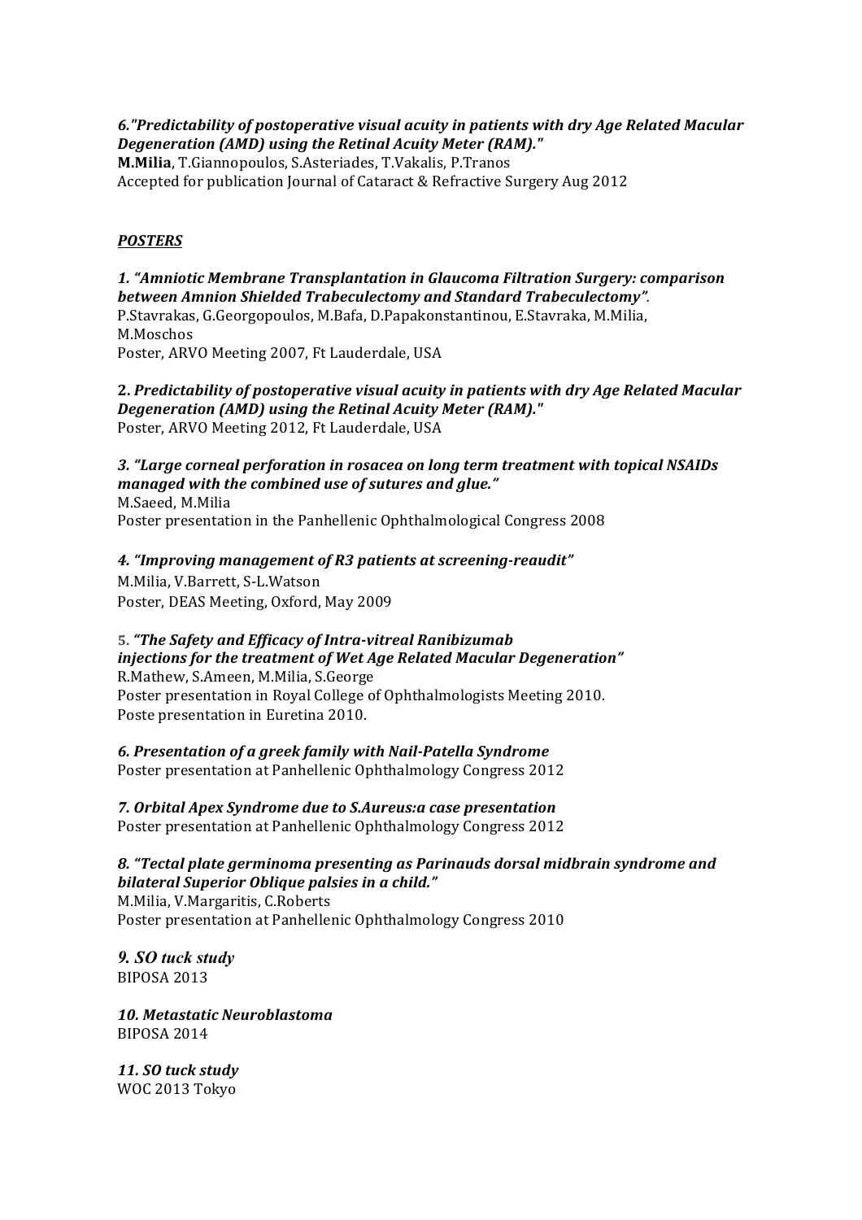***6."Predictability of postoperative visual acuity in patients with dry Age Related Macular Degeneration (AMD) using the Retinal Acuity Meter (RAM)."***
**M.Milia**, T.Giannopoulos, S.Asteriades, T.Vakalis, P.Tranos
Accepted for publication Journal of Cataract & Refractive Surgery Aug 2012

***POSTERS***

***1. "Amniotic Membrane Transplantation in Glaucoma Filtration Surgery: comparison between Amnion Shielded Trabeculectomy and Standard Trabeculectomy".***
P.Stavrakas, G.Georgopoulos, M.Bafa, D.Papakonstantinou, E.Stavraka, M.Milia, M.Moschos
Poster, ARVO Meeting 2007, Ft Lauderdale, USA

**2. *Predictability of postoperative visual acuity in patients with dry Age Related Macular Degeneration (AMD) using the Retinal Acuity Meter (RAM)."***
Poster, ARVO Meeting 2012, Ft Lauderdale, USA

***3. "Large corneal perforation in rosacea on long term treatment with topical NSAIDs managed with the combined use of sutures and glue."***
M.Saeed, M.Milia
Poster presentation in the Panhellenic Ophthalmological Congress 2008

***4. "Improving management of R3 patients at screening-reaudit"***
M.Milia, V.Barrett, S-L.Watson
Poster, DEAS Meeting, Oxford, May 2009

**5. *"The Safety and Efficacy of Intra-vitreal Ranibizumab injections for the treatment of Wet Age Related Macular Degeneration"***
R.Mathew, S.Ameen, M.Milia, S.George
Poster presentation in Royal College of Ophthalmologists Meeting 2010.
Poste presentation in Euretina 2010.

***6. Presentation of a greek family with Nail-Patella Syndrome***
Poster presentation at Panhellenic Ophthalmology Congress 2012

***7. Orbital Apex Syndrome due to S.Aureus:a case presentation***
Poster presentation at Panhellenic Ophthalmology Congress 2012

***8. "Tectal plate germinoma presenting as Parinauds dorsal midbrain syndrome and bilateral Superior Oblique palsies in a child."***
M.Milia, V.Margaritis, C.Roberts
Poster presentation at Panhellenic Ophthalmology Congress 2010

***9. SO tuck study***
BIPOSA 2013

***10. Metastatic Neuroblastoma***
BIPOSA 2014

***11. SO tuck study***
WOC 2013 Tokyo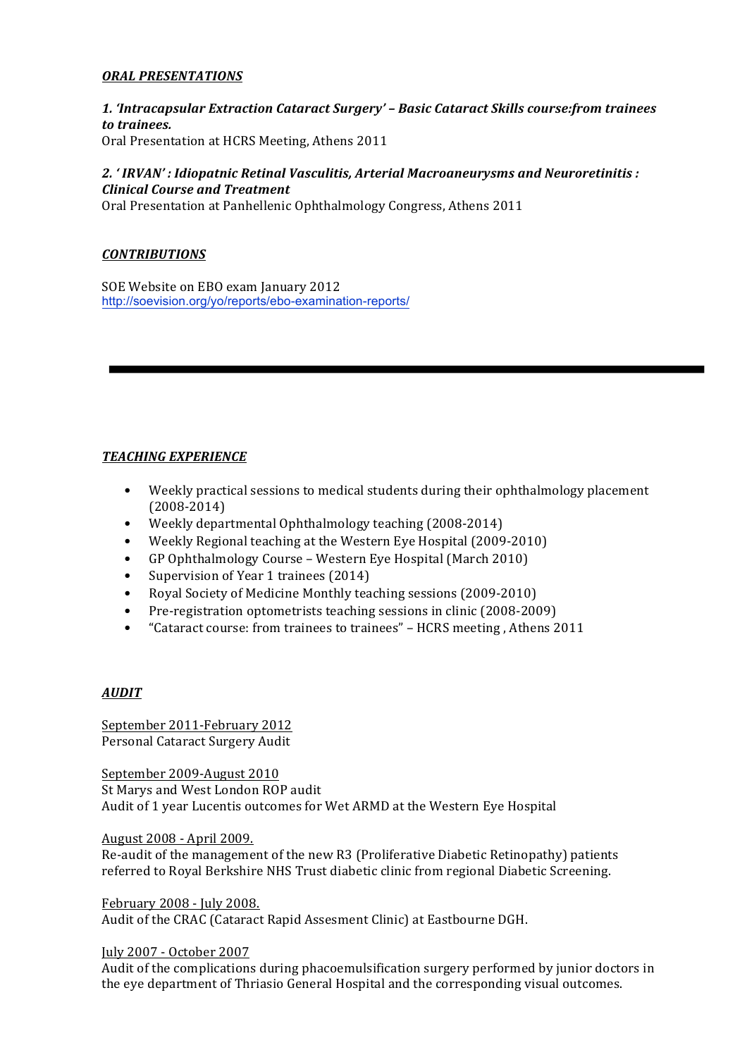## ***ORAL PRESENTATIONS***

***1. 'Intracapsular Extraction Cataract Surgery' – Basic Cataract Skills course:from trainees to trainees.***
Oral Presentation at HCRS Meeting, Athens 2011

***2. ' IRVAN' : Idiopatnic Retinal Vasculitis, Arterial Macroaneurysms and Neuroretinitis : Clinical Course and Treatment***
Oral Presentation at Panhellenic Ophthalmology Congress, Athens 2011

## ***CONTRIBUTIONS***

SOE Website on EBO exam January 2012
http://soevision.org/yo/reports/ebo-examination-reports/

---

## ***TEACHING EXPERIENCE***

- Weekly practical sessions to medical students during their ophthalmology placement (2008-2014)
- Weekly departmental Ophthalmology teaching (2008-2014)
- Weekly Regional teaching at the Western Eye Hospital (2009-2010)
- GP Ophthalmology Course – Western Eye Hospital (March 2010)
- Supervision of Year 1 trainees (2014)
- Royal Society of Medicine Monthly teaching sessions (2009-2010)
- Pre-registration optometrists teaching sessions in clinic (2008-2009)
- "Cataract course: from trainees to trainees" – HCRS meeting , Athens 2011

## ***AUDIT***

September 2011-February 2012
Personal Cataract Surgery Audit

September 2009-August 2010
St Marys and West London ROP audit
Audit of 1 year Lucentis outcomes for Wet ARMD at the Western Eye Hospital

August 2008 - April 2009.
Re-audit of the management of the new R3 (Proliferative Diabetic Retinopathy) patients referred to Royal Berkshire NHS Trust diabetic clinic from regional Diabetic Screening.

February 2008 - July 2008.
Audit of the CRAC (Cataract Rapid Assesment Clinic) at Eastbourne DGH.

July 2007 - October 2007
Audit of the complications during phacoemulsification surgery performed by junior doctors in the eye department of Thriasio General Hospital and the corresponding visual outcomes.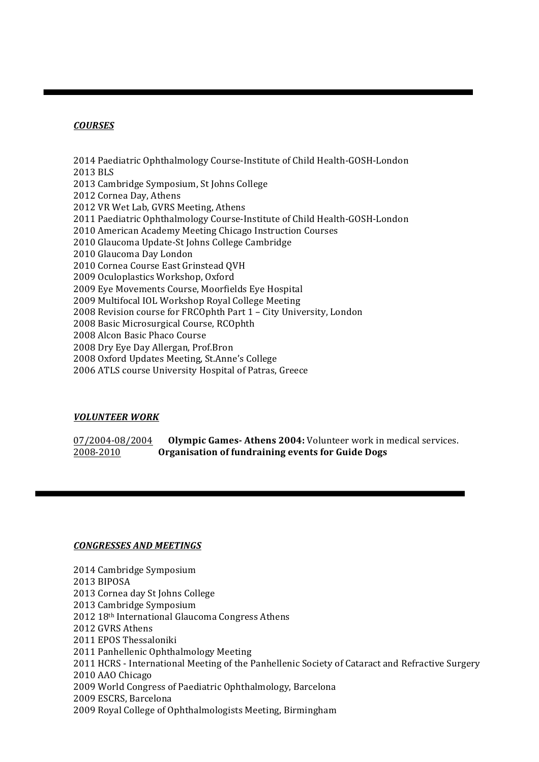---

***COURSES***

2014 Paediatric Ophthalmology Course-Institute of Child Health-GOSH-London
2013 BLS
2013 Cambridge Symposium, St Johns College
2012 Cornea Day, Athens
2012 VR Wet Lab, GVRS Meeting, Athens
2011 Paediatric Ophthalmology Course-Institute of Child Health-GOSH-London
2010 American Academy Meeting Chicago Instruction Courses
2010 Glaucoma Update-St Johns College Cambridge
2010 Glaucoma Day London
2010 Cornea Course East Grinstead QVH
2009 Oculoplastics Workshop, Oxford
2009 Eye Movements Course, Moorfields Eye Hospital
2009 Multifocal IOL Workshop Royal College Meeting
2008 Revision course for FRCOphth Part 1 – City University, London
2008 Basic Microsurgical Course, RCOphth
2008 Alcon Basic Phaco Course
2008 Dry Eye Day Allergan, Prof.Bron
2008 Oxford Updates Meeting, St.Anne's College
2006 ATLS course University Hospital of Patras, Greece

***VOLUNTEER WORK***

07/2004-08/2004 **Olympic Games- Athens 2004:** Volunteer work in medical services.
2008-2010 **Organisation of fundraining events for Guide Dogs**

---

***CONGRESSES AND MEETINGS***

2014 Cambridge Symposium
2013 BIPOSA
2013 Cornea day St Johns College
2013 Cambridge Symposium
2012 18th International Glaucoma Congress Athens
2012 GVRS Athens
2011 EPOS Thessaloniki
2011 Panhellenic Ophthalmology Meeting
2011 HCRS - International Meeting of the Panhellenic Society of Cataract and Refractive Surgery
2010 AAO Chicago
2009 World Congress of Paediatric Ophthalmology, Barcelona
2009 ESCRS, Barcelona
2009 Royal College of Ophthalmologists Meeting, Birmingham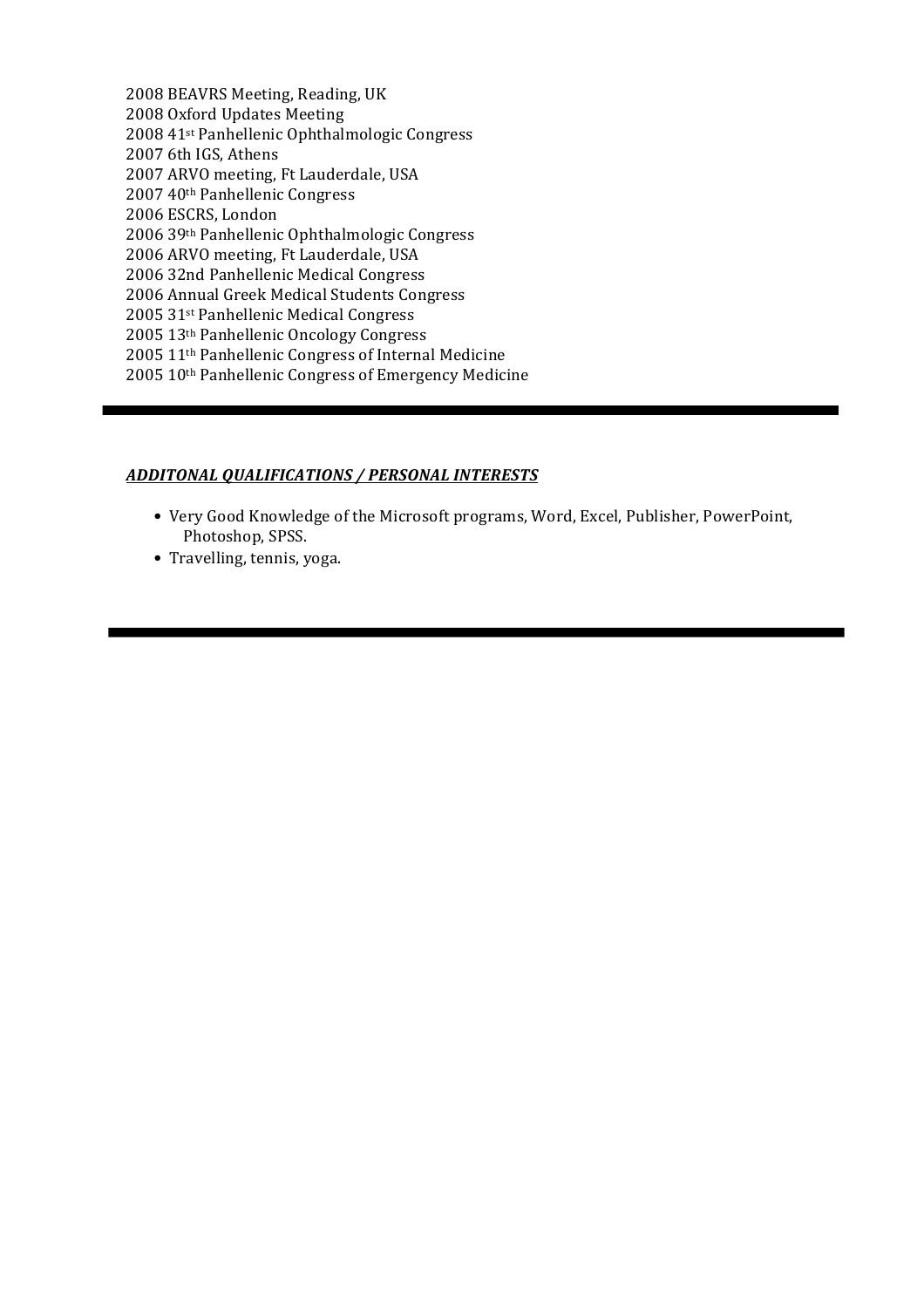2008 BEAVRS Meeting, Reading, UK
2008 Oxford Updates Meeting
2008 41st Panhellenic Ophthalmologic Congress
2007 6th IGS, Athens
2007 ARVO meeting, Ft Lauderdale, USA
2007 40th Panhellenic Congress
2006 ESCRS, London
2006 39th Panhellenic Ophthalmologic Congress
2006 ARVO meeting, Ft Lauderdale, USA
2006 32nd Panhellenic Medical Congress
2006 Annual Greek Medical Students Congress
2005 31st Panhellenic Medical Congress
2005 13th Panhellenic Oncology Congress
2005 11th Panhellenic Congress of Internal Medicine
2005 10th Panhellenic Congress of Emergency Medicine

---

***ADDITONAL QUALIFICATIONS / PERSONAL INTERESTS***

- Very Good Knowledge of the Microsoft programs, Word, Excel, Publisher, PowerPoint, Photoshop, SPSS.
- Travelling, tennis, yoga.

---